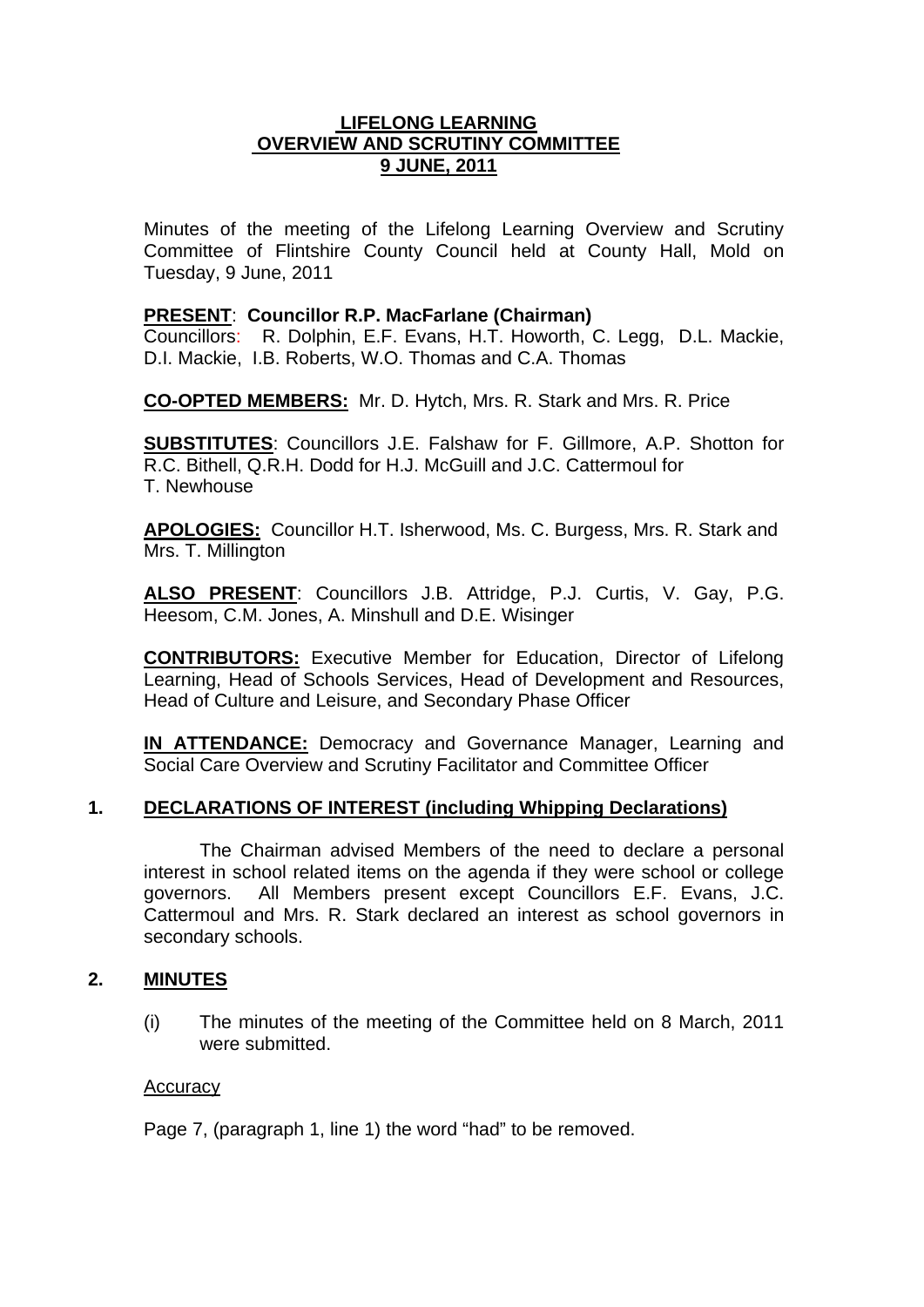# LIFELONG LEARNING OVERVIEW AND SCRUTINY COMMITTEE 9 JUNE, 2011

Minutes of the meeting of the Lifelong Learning Overview and Scrutiny Committee of Flintshire County Council held at County Hall, Mold on Tuesday, 9 June, 2011

**PRESENT**: **Councillor R.P. MacFarlane (Chairman)**
Councillors: R. Dolphin, E.F. Evans, H.T. Howorth, C. Legg, D.L. Mackie, D.I. Mackie, I.B. Roberts, W.O. Thomas and C.A. Thomas

**CO-OPTED MEMBERS:** Mr. D. Hytch, Mrs. R. Stark and Mrs. R. Price

**SUBSTITUTES**: Councillors J.E. Falshaw for F. Gillmore, A.P. Shotton for R.C. Bithell, Q.R.H. Dodd for H.J. McGuill and J.C. Cattermoul for T. Newhouse

**APOLOGIES:** Councillor H.T. Isherwood, Ms. C. Burgess, Mrs. R. Stark and Mrs. T. Millington

**ALSO PRESENT**: Councillors J.B. Attridge, P.J. Curtis, V. Gay, P.G. Heesom, C.M. Jones, A. Minshull and D.E. Wisinger

**CONTRIBUTORS:** Executive Member for Education, Director of Lifelong Learning, Head of Schools Services, Head of Development and Resources, Head of Culture and Leisure, and Secondary Phase Officer

**IN ATTENDANCE:** Democracy and Governance Manager, Learning and Social Care Overview and Scrutiny Facilitator and Committee Officer

## 1. DECLARATIONS OF INTEREST (including Whipping Declarations)

The Chairman advised Members of the need to declare a personal interest in school related items on the agenda if they were school or college governors. All Members present except Councillors E.F. Evans, J.C. Cattermoul and Mrs. R. Stark declared an interest as school governors in secondary schools.

## 2. MINUTES

(i) The minutes of the meeting of the Committee held on 8 March, 2011 were submitted.

Accuracy

Page 7, (paragraph 1, line 1) the word "had" to be removed.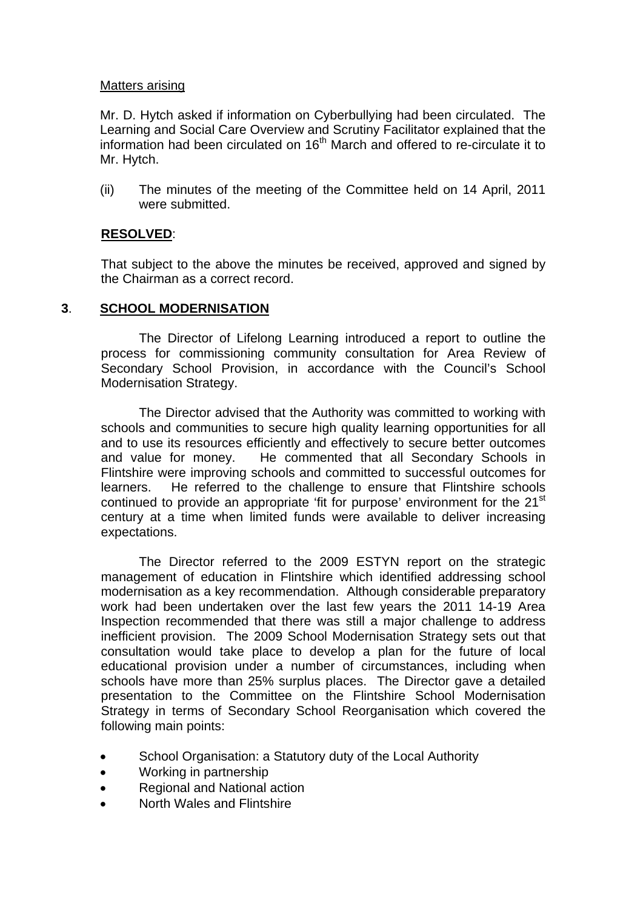Matters arising

Mr. D. Hytch asked if information on Cyberbullying had been circulated. The Learning and Social Care Overview and Scrutiny Facilitator explained that the information had been circulated on 16th March and offered to re-circulate it to Mr. Hytch.

(ii) The minutes of the meeting of the Committee held on 14 April, 2011 were submitted.

**RESOLVED**:

That subject to the above the minutes be received, approved and signed by the Chairman as a correct record.

**3**. **SCHOOL MODERNISATION**

The Director of Lifelong Learning introduced a report to outline the process for commissioning community consultation for Area Review of Secondary School Provision, in accordance with the Council's School Modernisation Strategy.

The Director advised that the Authority was committed to working with schools and communities to secure high quality learning opportunities for all and to use its resources efficiently and effectively to secure better outcomes and value for money. He commented that all Secondary Schools in Flintshire were improving schools and committed to successful outcomes for learners. He referred to the challenge to ensure that Flintshire schools continued to provide an appropriate 'fit for purpose' environment for the 21st century at a time when limited funds were available to deliver increasing expectations.

The Director referred to the 2009 ESTYN report on the strategic management of education in Flintshire which identified addressing school modernisation as a key recommendation. Although considerable preparatory work had been undertaken over the last few years the 2011 14-19 Area Inspection recommended that there was still a major challenge to address inefficient provision. The 2009 School Modernisation Strategy sets out that consultation would take place to develop a plan for the future of local educational provision under a number of circumstances, including when schools have more than 25% surplus places. The Director gave a detailed presentation to the Committee on the Flintshire School Modernisation Strategy in terms of Secondary School Reorganisation which covered the following main points:

- School Organisation: a Statutory duty of the Local Authority
- Working in partnership
- Regional and National action
- North Wales and Flintshire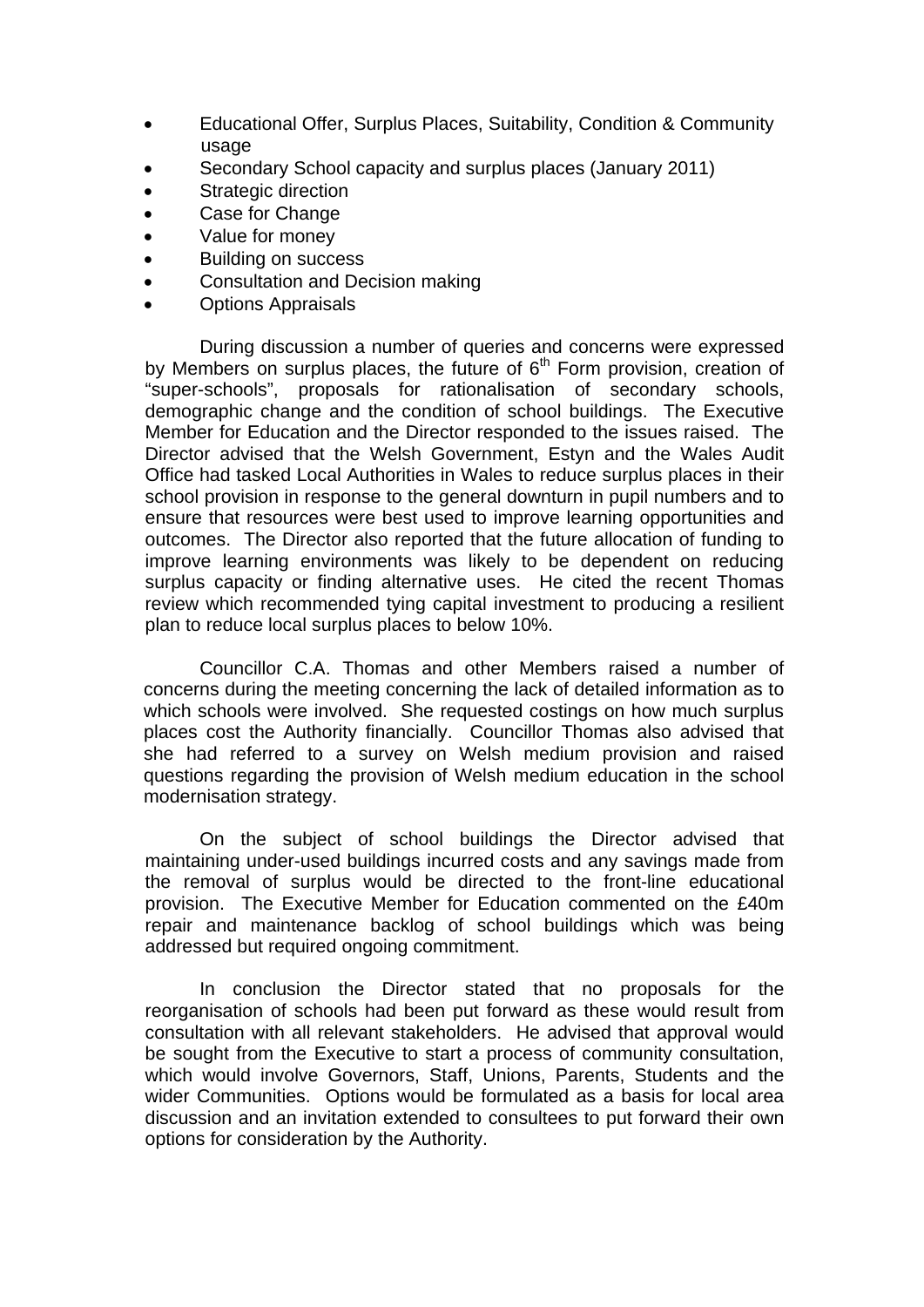- Educational Offer, Surplus Places, Suitability, Condition & Community usage
- Secondary School capacity and surplus places (January 2011)
- Strategic direction
- Case for Change
- Value for money
- Building on success
- Consultation and Decision making
- Options Appraisals

During discussion a number of queries and concerns were expressed by Members on surplus places, the future of 6th Form provision, creation of "super-schools", proposals for rationalisation of secondary schools, demographic change and the condition of school buildings. The Executive Member for Education and the Director responded to the issues raised. The Director advised that the Welsh Government, Estyn and the Wales Audit Office had tasked Local Authorities in Wales to reduce surplus places in their school provision in response to the general downturn in pupil numbers and to ensure that resources were best used to improve learning opportunities and outcomes. The Director also reported that the future allocation of funding to improve learning environments was likely to be dependent on reducing surplus capacity or finding alternative uses. He cited the recent Thomas review which recommended tying capital investment to producing a resilient plan to reduce local surplus places to below 10%.

Councillor C.A. Thomas and other Members raised a number of concerns during the meeting concerning the lack of detailed information as to which schools were involved. She requested costings on how much surplus places cost the Authority financially. Councillor Thomas also advised that she had referred to a survey on Welsh medium provision and raised questions regarding the provision of Welsh medium education in the school modernisation strategy.

On the subject of school buildings the Director advised that maintaining under-used buildings incurred costs and any savings made from the removal of surplus would be directed to the front-line educational provision. The Executive Member for Education commented on the £40m repair and maintenance backlog of school buildings which was being addressed but required ongoing commitment.

In conclusion the Director stated that no proposals for the reorganisation of schools had been put forward as these would result from consultation with all relevant stakeholders. He advised that approval would be sought from the Executive to start a process of community consultation, which would involve Governors, Staff, Unions, Parents, Students and the wider Communities. Options would be formulated as a basis for local area discussion and an invitation extended to consultees to put forward their own options for consideration by the Authority.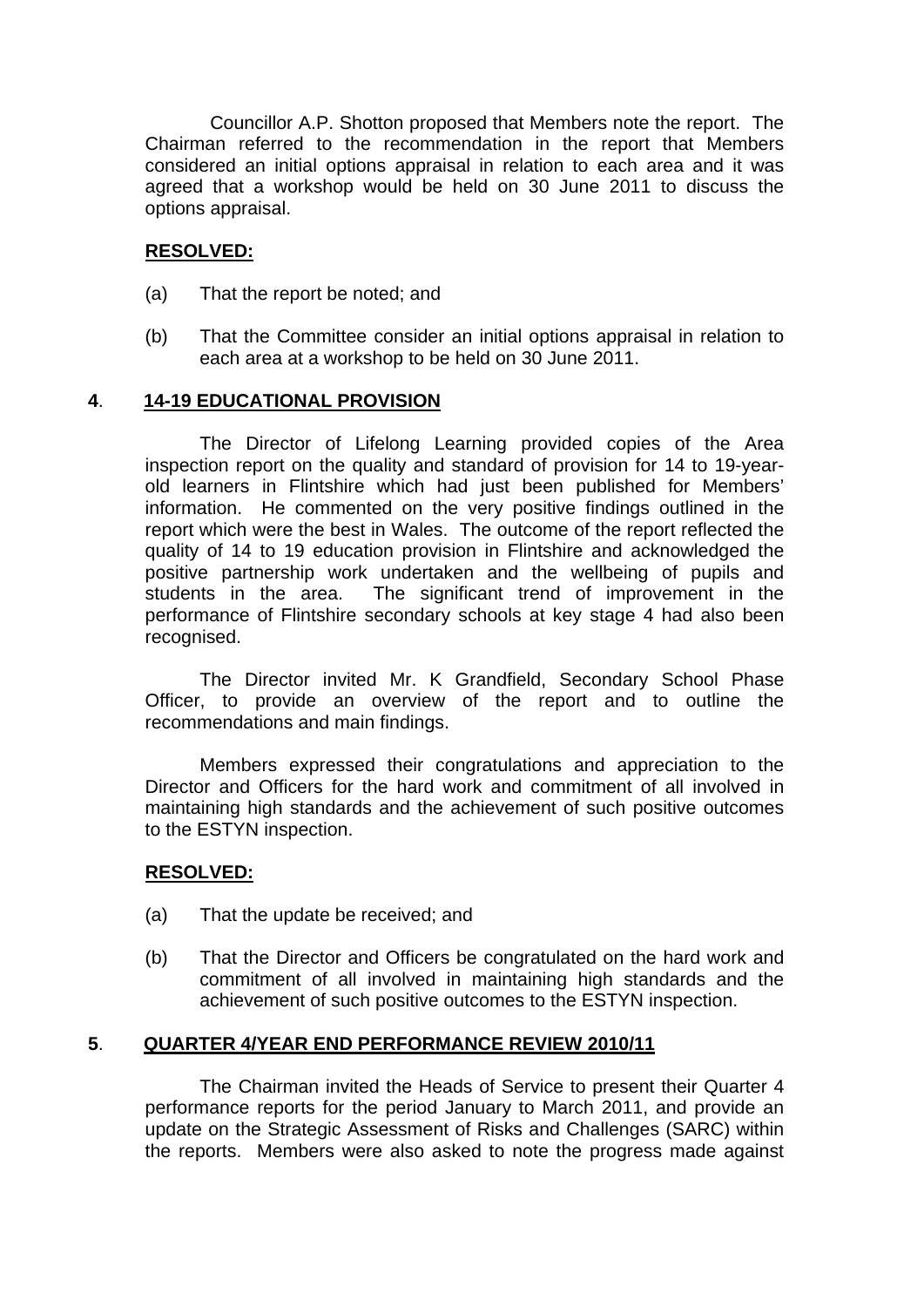Councillor A.P. Shotton proposed that Members note the report. The Chairman referred to the recommendation in the report that Members considered an initial options appraisal in relation to each area and it was agreed that a workshop would be held on 30 June 2011 to discuss the options appraisal.

**RESOLVED:**

(a) That the report be noted; and

(b) That the Committee consider an initial options appraisal in relation to each area at a workshop to be held on 30 June 2011.

## 4. 14-19 EDUCATIONAL PROVISION

The Director of Lifelong Learning provided copies of the Area inspection report on the quality and standard of provision for 14 to 19-year-old learners in Flintshire which had just been published for Members' information. He commented on the very positive findings outlined in the report which were the best in Wales. The outcome of the report reflected the quality of 14 to 19 education provision in Flintshire and acknowledged the positive partnership work undertaken and the wellbeing of pupils and students in the area. The significant trend of improvement in the performance of Flintshire secondary schools at key stage 4 had also been recognised.

The Director invited Mr. K Grandfield, Secondary School Phase Officer, to provide an overview of the report and to outline the recommendations and main findings.

Members expressed their congratulations and appreciation to the Director and Officers for the hard work and commitment of all involved in maintaining high standards and the achievement of such positive outcomes to the ESTYN inspection.

**RESOLVED:**

(a) That the update be received; and

(b) That the Director and Officers be congratulated on the hard work and commitment of all involved in maintaining high standards and the achievement of such positive outcomes to the ESTYN inspection.

## 5. QUARTER 4/YEAR END PERFORMANCE REVIEW 2010/11

The Chairman invited the Heads of Service to present their Quarter 4 performance reports for the period January to March 2011, and provide an update on the Strategic Assessment of Risks and Challenges (SARC) within the reports. Members were also asked to note the progress made against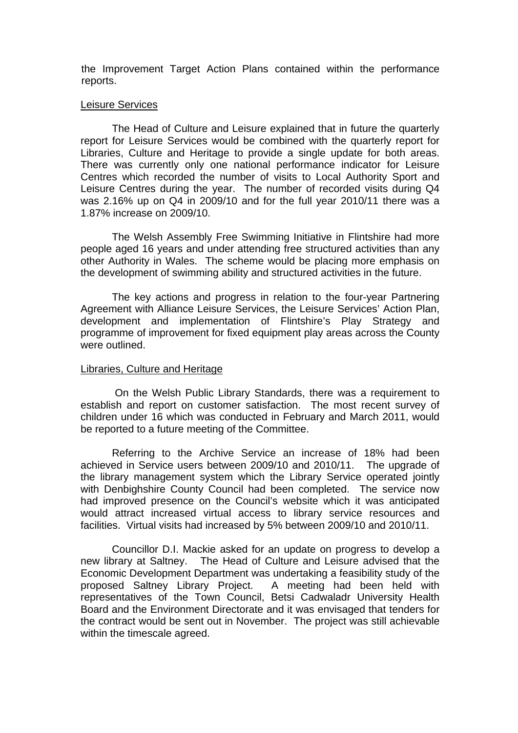the Improvement Target Action Plans contained within the performance reports.

Leisure Services

The Head of Culture and Leisure explained that in future the quarterly report for Leisure Services would be combined with the quarterly report for Libraries, Culture and Heritage to provide a single update for both areas. There was currently only one national performance indicator for Leisure Centres which recorded the number of visits to Local Authority Sport and Leisure Centres during the year. The number of recorded visits during Q4 was 2.16% up on Q4 in 2009/10 and for the full year 2010/11 there was a 1.87% increase on 2009/10.

The Welsh Assembly Free Swimming Initiative in Flintshire had more people aged 16 years and under attending free structured activities than any other Authority in Wales. The scheme would be placing more emphasis on the development of swimming ability and structured activities in the future.

The key actions and progress in relation to the four-year Partnering Agreement with Alliance Leisure Services, the Leisure Services' Action Plan, development and implementation of Flintshire's Play Strategy and programme of improvement for fixed equipment play areas across the County were outlined.

Libraries, Culture and Heritage

On the Welsh Public Library Standards, there was a requirement to establish and report on customer satisfaction. The most recent survey of children under 16 which was conducted in February and March 2011, would be reported to a future meeting of the Committee.

Referring to the Archive Service an increase of 18% had been achieved in Service users between 2009/10 and 2010/11. The upgrade of the library management system which the Library Service operated jointly with Denbighshire County Council had been completed. The service now had improved presence on the Council's website which it was anticipated would attract increased virtual access to library service resources and facilities. Virtual visits had increased by 5% between 2009/10 and 2010/11.

Councillor D.I. Mackie asked for an update on progress to develop a new library at Saltney. The Head of Culture and Leisure advised that the Economic Development Department was undertaking a feasibility study of the proposed Saltney Library Project. A meeting had been held with representatives of the Town Council, Betsi Cadwaladr University Health Board and the Environment Directorate and it was envisaged that tenders for the contract would be sent out in November. The project was still achievable within the timescale agreed.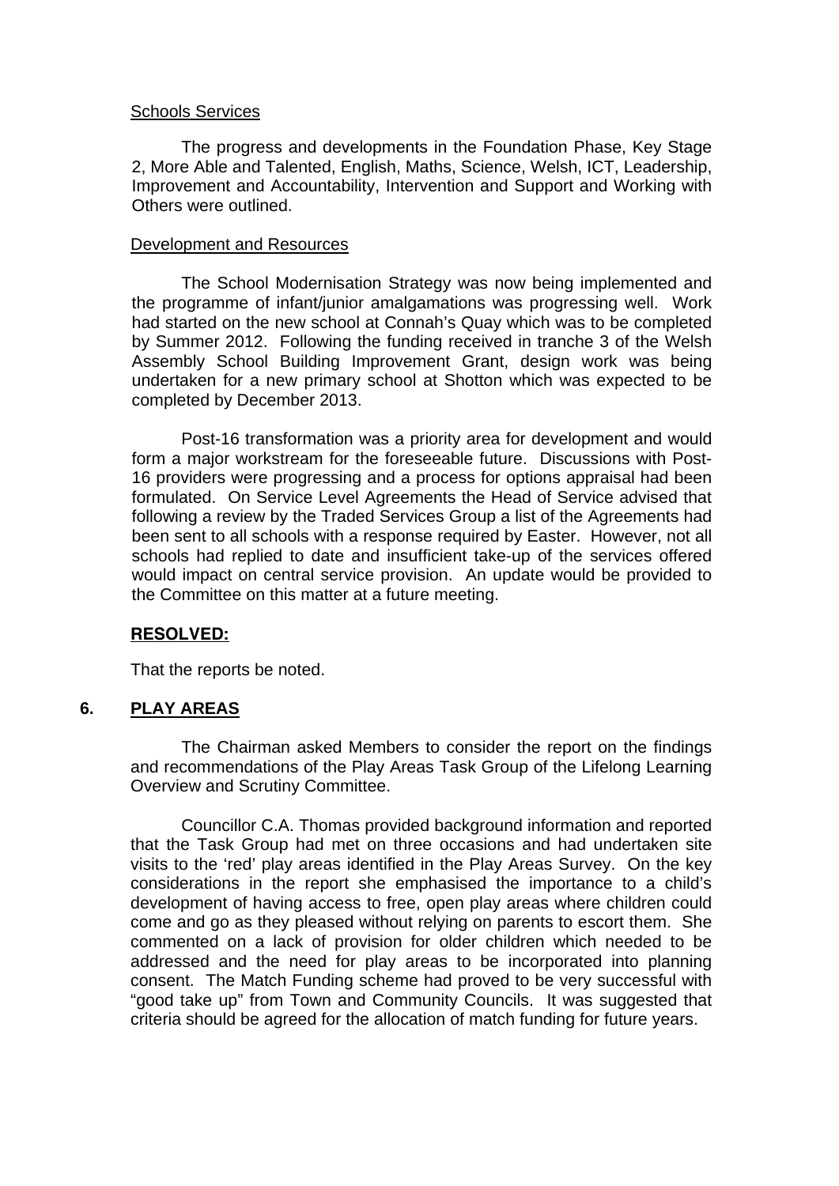Schools Services

The progress and developments in the Foundation Phase, Key Stage 2, More Able and Talented, English, Maths, Science, Welsh, ICT, Leadership, Improvement and Accountability, Intervention and Support and Working with Others were outlined.

Development and Resources

The School Modernisation Strategy was now being implemented and the programme of infant/junior amalgamations was progressing well. Work had started on the new school at Connah's Quay which was to be completed by Summer 2012. Following the funding received in tranche 3 of the Welsh Assembly School Building Improvement Grant, design work was being undertaken for a new primary school at Shotton which was expected to be completed by December 2013.

Post-16 transformation was a priority area for development and would form a major workstream for the foreseeable future. Discussions with Post-16 providers were progressing and a process for options appraisal had been formulated. On Service Level Agreements the Head of Service advised that following a review by the Traded Services Group a list of the Agreements had been sent to all schools with a response required by Easter. However, not all schools had replied to date and insufficient take-up of the services offered would impact on central service provision. An update would be provided to the Committee on this matter at a future meeting.

**RESOLVED:**

That the reports be noted.

## 6. PLAY AREAS

The Chairman asked Members to consider the report on the findings and recommendations of the Play Areas Task Group of the Lifelong Learning Overview and Scrutiny Committee.

Councillor C.A. Thomas provided background information and reported that the Task Group had met on three occasions and had undertaken site visits to the 'red' play areas identified in the Play Areas Survey. On the key considerations in the report she emphasised the importance to a child's development of having access to free, open play areas where children could come and go as they pleased without relying on parents to escort them. She commented on a lack of provision for older children which needed to be addressed and the need for play areas to be incorporated into planning consent. The Match Funding scheme had proved to be very successful with "good take up" from Town and Community Councils. It was suggested that criteria should be agreed for the allocation of match funding for future years.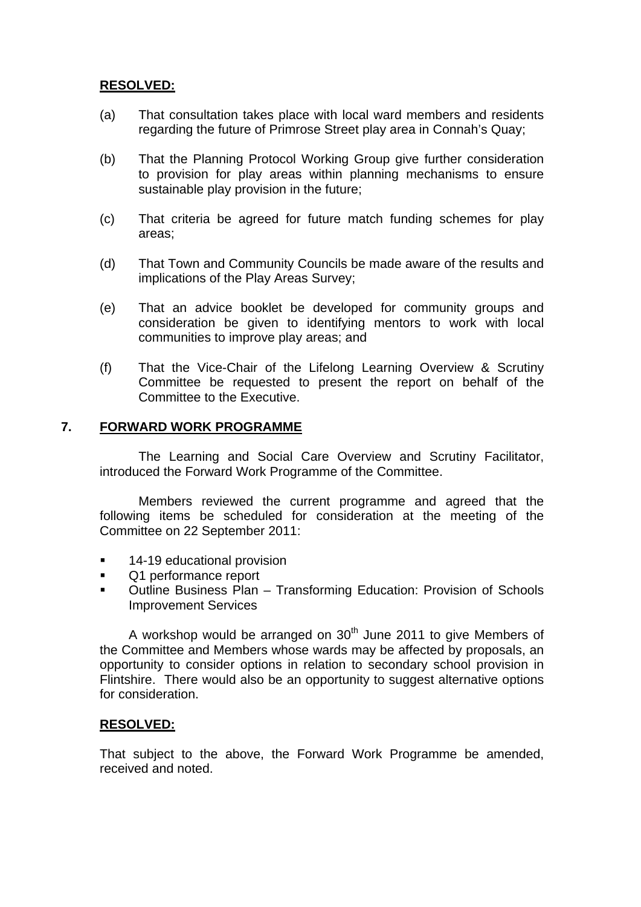**RESOLVED:**

(a) That consultation takes place with local ward members and residents regarding the future of Primrose Street play area in Connah's Quay;

(b) That the Planning Protocol Working Group give further consideration to provision for play areas within planning mechanisms to ensure sustainable play provision in the future;

(c) That criteria be agreed for future match funding schemes for play areas;

(d) That Town and Community Councils be made aware of the results and implications of the Play Areas Survey;

(e) That an advice booklet be developed for community groups and consideration be given to identifying mentors to work with local communities to improve play areas; and

(f) That the Vice-Chair of the Lifelong Learning Overview & Scrutiny Committee be requested to present the report on behalf of the Committee to the Executive.

## 7. FORWARD WORK PROGRAMME

The Learning and Social Care Overview and Scrutiny Facilitator, introduced the Forward Work Programme of the Committee.

Members reviewed the current programme and agreed that the following items be scheduled for consideration at the meeting of the Committee on 22 September 2011:

- 14-19 educational provision
- Q1 performance report
- Outline Business Plan – Transforming Education: Provision of Schools Improvement Services

A workshop would be arranged on 30th June 2011 to give Members of the Committee and Members whose wards may be affected by proposals, an opportunity to consider options in relation to secondary school provision in Flintshire. There would also be an opportunity to suggest alternative options for consideration.

**RESOLVED:**

That subject to the above, the Forward Work Programme be amended, received and noted.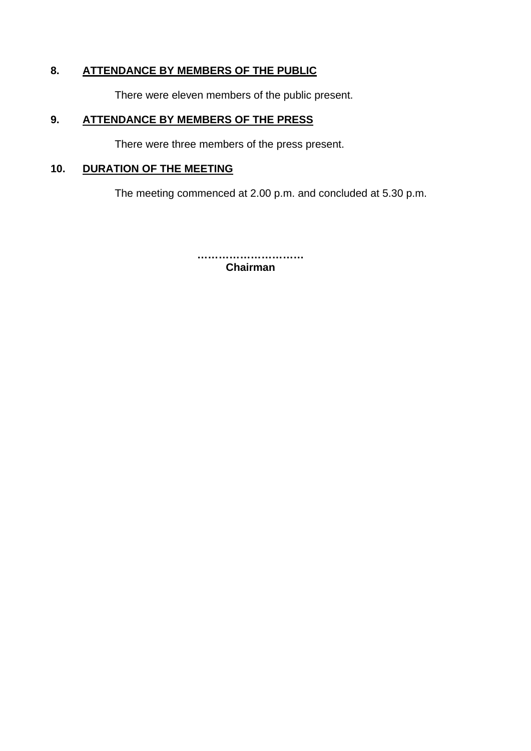## 8. ATTENDANCE BY MEMBERS OF THE PUBLIC

There were eleven members of the public present.

## 9. ATTENDANCE BY MEMBERS OF THE PRESS

There were three members of the press present.

## 10. DURATION OF THE MEETING

The meeting commenced at 2.00 p.m. and concluded at 5.30 p.m.

**…………………………**
**Chairman**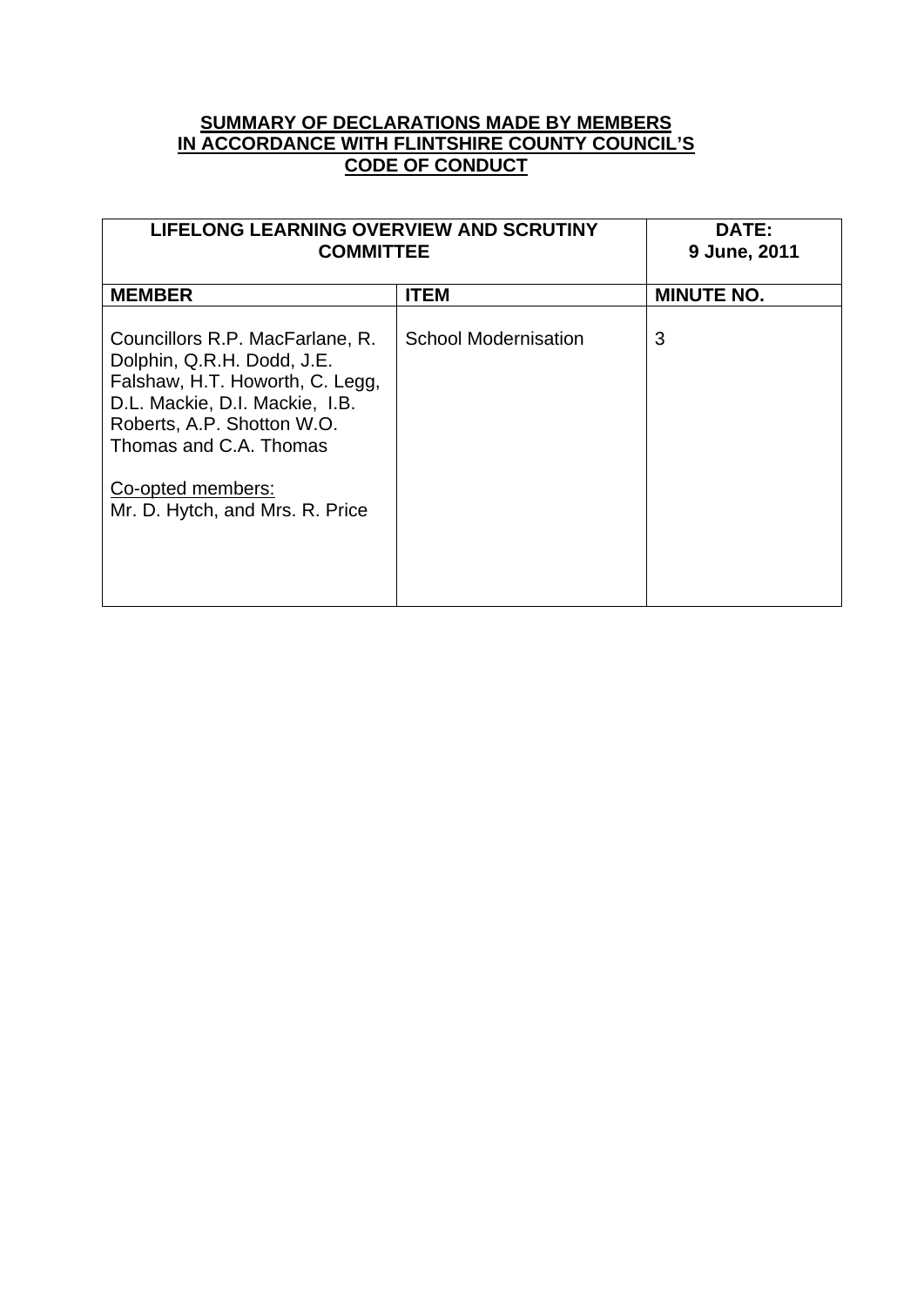**SUMMARY OF DECLARATIONS MADE BY MEMBERS IN ACCORDANCE WITH FLINTSHIRE COUNTY COUNCIL'S CODE OF CONDUCT**

| **LIFELONG LEARNING OVERVIEW AND SCRUTINY COMMITTEE** | | **DATE: 9 June, 2011** |
|---|---|---|
| **MEMBER** | **ITEM** | **MINUTE NO.** |
| Councillors R.P. MacFarlane, R. Dolphin, Q.R.H. Dodd, J.E. Falshaw, H.T. Howorth, C. Legg, D.L. Mackie, D.I. Mackie, I.B. Roberts, A.P. Shotton W.O. Thomas and C.A. Thomas<br><br>Co-opted members:<br>Mr. D. Hytch, and Mrs. R. Price | School Modernisation | 3 |